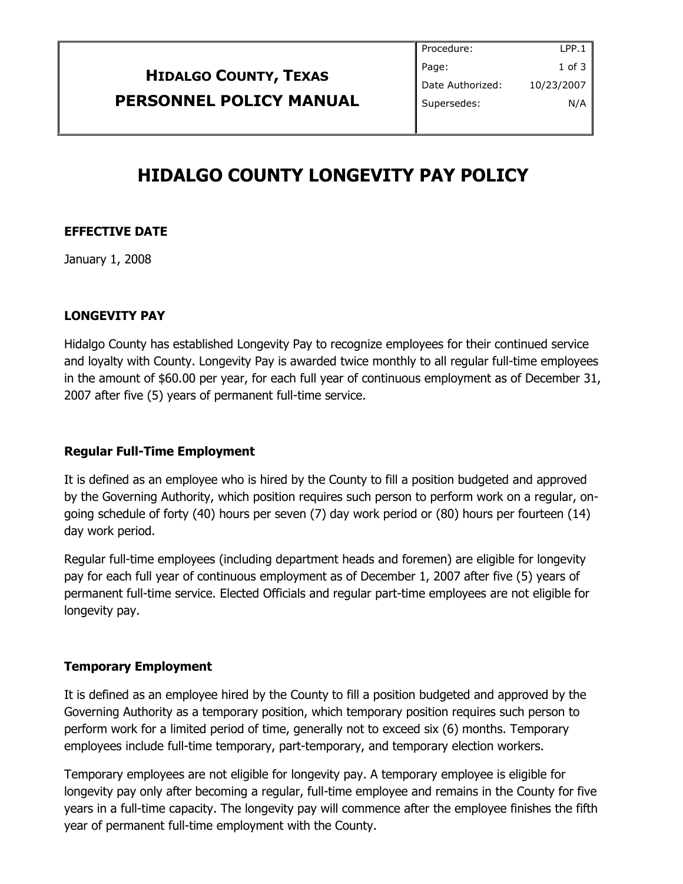| **HIDALGO COUNTY, TEXAS**<br>**PERSONNEL POLICY MANUAL** | Procedure: | LPP.1 |
|---|---|---|
| | Page: | 1 of 3 |
| | Date Authorized: | 10/23/2007 |
| | Supersedes: | N/A |

# HIDALGO COUNTY LONGEVITY PAY POLICY

**EFFECTIVE DATE**

January 1, 2008

**LONGEVITY PAY**

Hidalgo County has established Longevity Pay to recognize employees for their continued service and loyalty with County. Longevity Pay is awarded twice monthly to all regular full-time employees in the amount of $60.00 per year, for each full year of continuous employment as of December 31, 2007 after five (5) years of permanent full-time service.

**Regular Full-Time Employment**

It is defined as an employee who is hired by the County to fill a position budgeted and approved by the Governing Authority, which position requires such person to perform work on a regular, on-going schedule of forty (40) hours per seven (7) day work period or (80) hours per fourteen (14) day work period.

Regular full-time employees (including department heads and foremen) are eligible for longevity pay for each full year of continuous employment as of December 1, 2007 after five (5) years of permanent full-time service. Elected Officials and regular part-time employees are not eligible for longevity pay.

**Temporary Employment**

It is defined as an employee hired by the County to fill a position budgeted and approved by the Governing Authority as a temporary position, which temporary position requires such person to perform work for a limited period of time, generally not to exceed six (6) months. Temporary employees include full-time temporary, part-temporary, and temporary election workers.

Temporary employees are not eligible for longevity pay. A temporary employee is eligible for longevity pay only after becoming a regular, full-time employee and remains in the County for five years in a full-time capacity. The longevity pay will commence after the employee finishes the fifth year of permanent full-time employment with the County.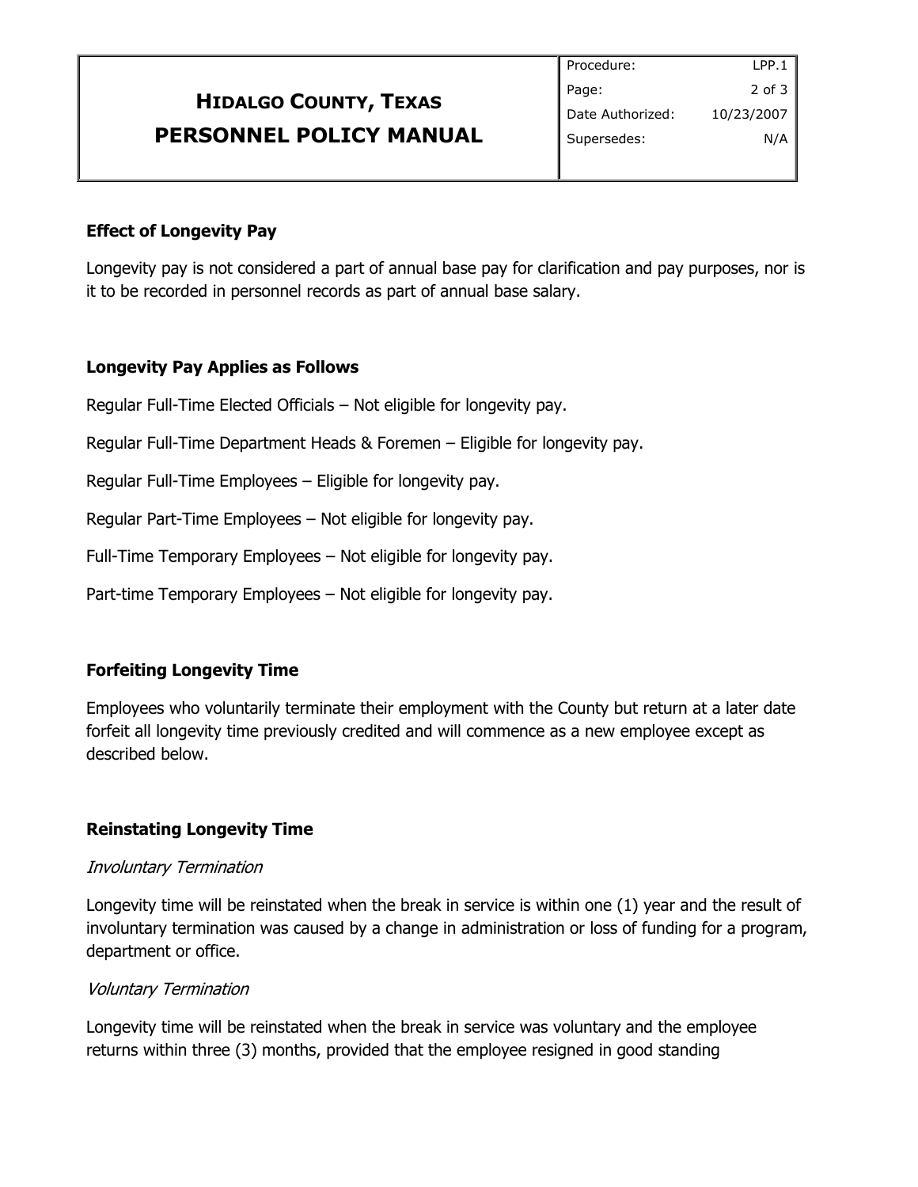## Effect of Longevity Pay

Longevity pay is not considered a part of annual base pay for clarification and pay purposes, nor is it to be recorded in personnel records as part of annual base salary.

## Longevity Pay Applies as Follows

Regular Full-Time Elected Officials – Not eligible for longevity pay.

Regular Full-Time Department Heads & Foremen – Eligible for longevity pay.

Regular Full-Time Employees – Eligible for longevity pay.

Regular Part-Time Employees – Not eligible for longevity pay.

Full-Time Temporary Employees – Not eligible for longevity pay.

Part-time Temporary Employees – Not eligible for longevity pay.

## Forfeiting Longevity Time

Employees who voluntarily terminate their employment with the County but return at a later date forfeit all longevity time previously credited and will commence as a new employee except as described below.

## Reinstating Longevity Time

*Involuntary Termination*

Longevity time will be reinstated when the break in service is within one (1) year and the result of involuntary termination was caused by a change in administration or loss of funding for a program, department or office.

*Voluntary Termination*

Longevity time will be reinstated when the break in service was voluntary and the employee returns within three (3) months, provided that the employee resigned in good standing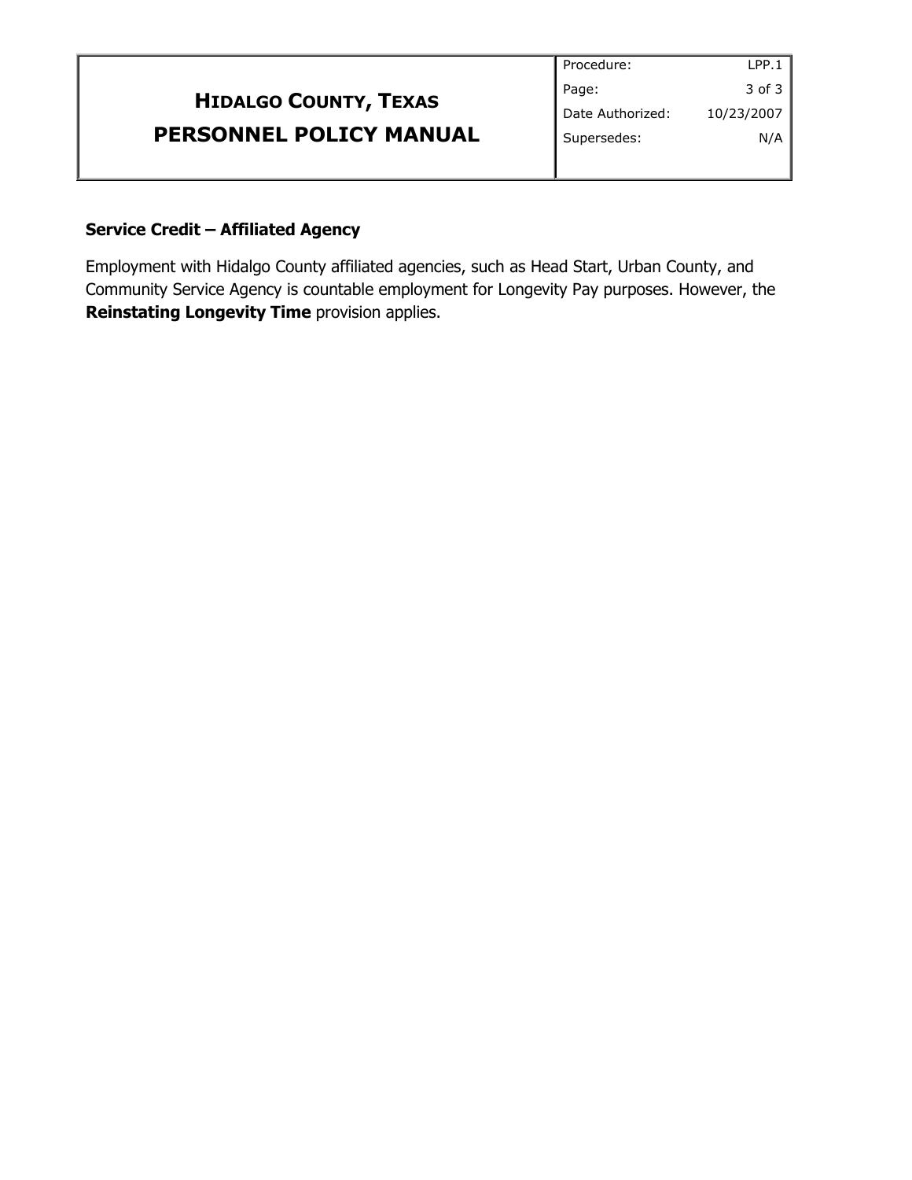**Service Credit – Affiliated Agency**

Employment with Hidalgo County affiliated agencies, such as Head Start, Urban County, and Community Service Agency is countable employment for Longevity Pay purposes. However, the **Reinstating Longevity Time** provision applies.